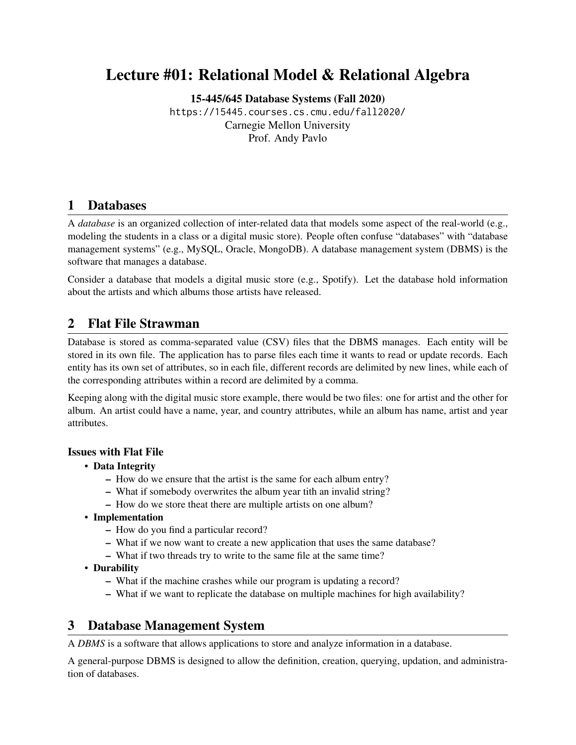# Lecture #01: Relational Model & Relational Algebra

**15-445/645 Database Systems (Fall 2020)**

https://15445.courses.cs.cmu.edu/fall2020/

Carnegie Mellon University

Prof. Andy Pavlo

## 1 Databases

A *database* is an organized collection of inter-related data that models some aspect of the real-world (e.g., modeling the students in a class or a digital music store). People often confuse "databases" with "database management systems" (e.g., MySQL, Oracle, MongoDB). A database management system (DBMS) is the software that manages a database.

Consider a database that models a digital music store (e.g., Spotify). Let the database hold information about the artists and which albums those artists have released.

## 2 Flat File Strawman

Database is stored as comma-separated value (CSV) files that the DBMS manages. Each entity will be stored in its own file. The application has to parse files each time it wants to read or update records. Each entity has its own set of attributes, so in each file, different records are delimited by new lines, while each of the corresponding attributes within a record are delimited by a comma.

Keeping along with the digital music store example, there would be two files: one for artist and the other for album. An artist could have a name, year, and country attributes, while an album has name, artist and year attributes.

### Issues with Flat File

- **Data Integrity**
  - How do we ensure that the artist is the same for each album entry?
  - What if somebody overwrites the album year tith an invalid string?
  - How do we store theat there are multiple artists on one album?
- **Implementation**
  - How do you find a particular record?
  - What if we now want to create a new application that uses the same database?
  - What if two threads try to write to the same file at the same time?
- **Durability**
  - What if the machine crashes while our program is updating a record?
  - What if we want to replicate the database on multiple machines for high availability?

## 3 Database Management System

A *DBMS* is a software that allows applications to store and analyze information in a database.

A general-purpose DBMS is designed to allow the definition, creation, querying, updation, and administration of databases.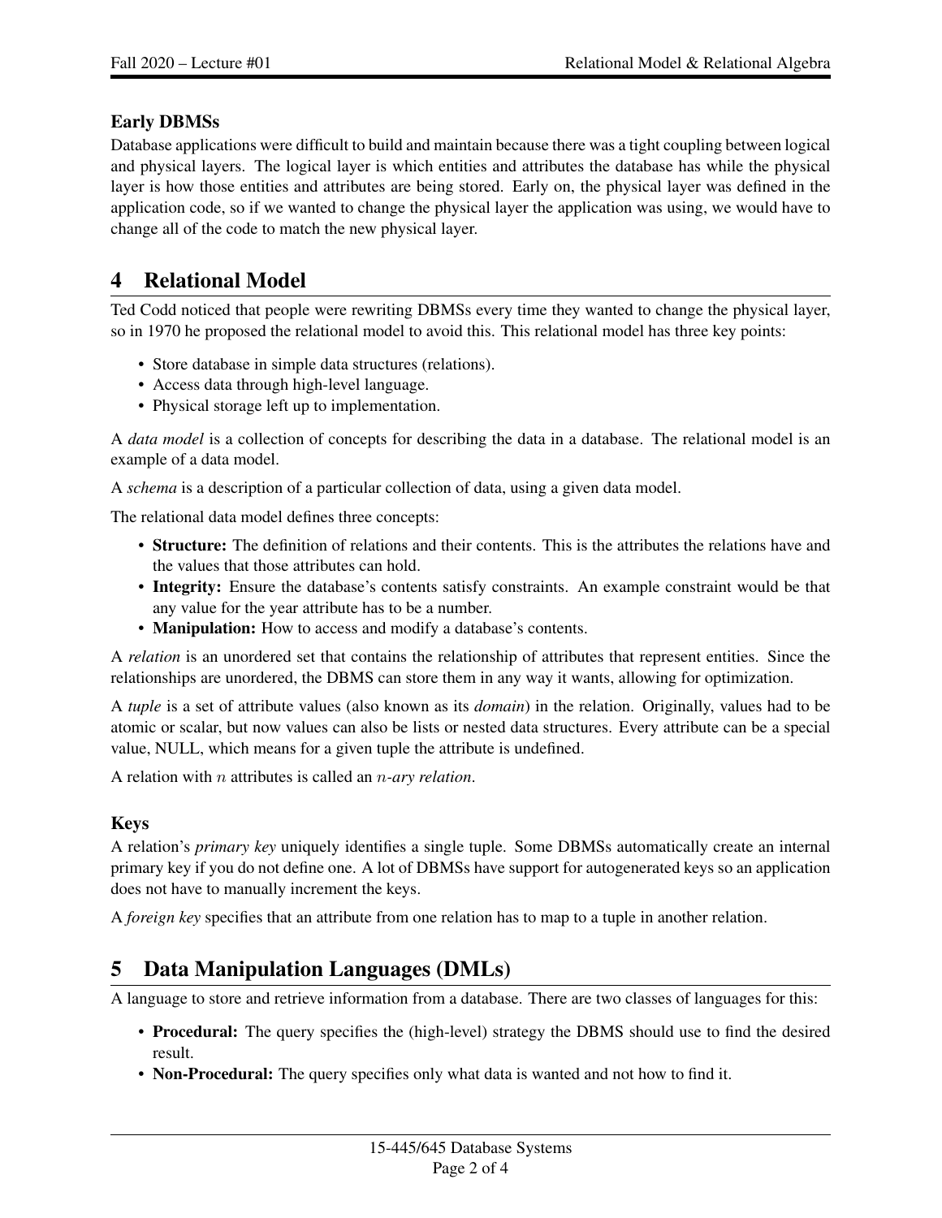### Early DBMSs

Database applications were difficult to build and maintain because there was a tight coupling between logical and physical layers. The logical layer is which entities and attributes the database has while the physical layer is how those entities and attributes are being stored. Early on, the physical layer was defined in the application code, so if we wanted to change the physical layer the application was using, we would have to change all of the code to match the new physical layer.

## 4 Relational Model

Ted Codd noticed that people were rewriting DBMSs every time they wanted to change the physical layer, so in 1970 he proposed the relational model to avoid this. This relational model has three key points:

- Store database in simple data structures (relations).
- Access data through high-level language.
- Physical storage left up to implementation.

A *data model* is a collection of concepts for describing the data in a database. The relational model is an example of a data model.

A *schema* is a description of a particular collection of data, using a given data model.

The relational data model defines three concepts:

- **Structure:** The definition of relations and their contents. This is the attributes the relations have and the values that those attributes can hold.
- **Integrity:** Ensure the database's contents satisfy constraints. An example constraint would be that any value for the year attribute has to be a number.
- **Manipulation:** How to access and modify a database's contents.

A *relation* is an unordered set that contains the relationship of attributes that represent entities. Since the relationships are unordered, the DBMS can store them in any way it wants, allowing for optimization.

A *tuple* is a set of attribute values (also known as its *domain*) in the relation. Originally, values had to be atomic or scalar, but now values can also be lists or nested data structures. Every attribute can be a special value, NULL, which means for a given tuple the attribute is undefined.

A relation with $n$ attributes is called an $n$*-ary relation*.

### Keys

A relation's *primary key* uniquely identifies a single tuple. Some DBMSs automatically create an internal primary key if you do not define one. A lot of DBMSs have support for autogenerated keys so an application does not have to manually increment the keys.

A *foreign key* specifies that an attribute from one relation has to map to a tuple in another relation.

## 5 Data Manipulation Languages (DMLs)

A language to store and retrieve information from a database. There are two classes of languages for this:

- **Procedural:** The query specifies the (high-level) strategy the DBMS should use to find the desired result.
- **Non-Procedural:** The query specifies only what data is wanted and not how to find it.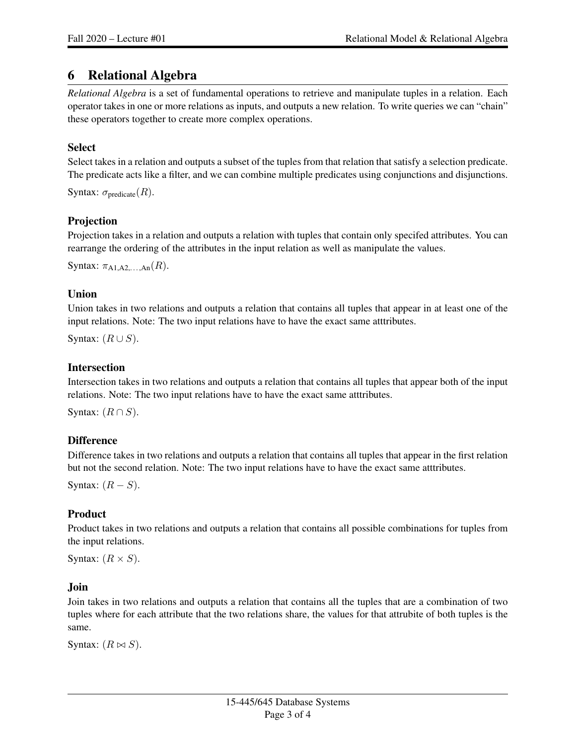# 6 Relational Algebra

*Relational Algebra* is a set of fundamental operations to retrieve and manipulate tuples in a relation. Each operator takes in one or more relations as inputs, and outputs a new relation. To write queries we can "chain" these operators together to create more complex operations.

### Select

Select takes in a relation and outputs a subset of the tuples from that relation that satisfy a selection predicate. The predicate acts like a filter, and we can combine multiple predicates using conjunctions and disjunctions.

Syntax: $\sigma_{\text{predicate}}(R)$.

### Projection

Projection takes in a relation and outputs a relation with tuples that contain only specifed attributes. You can rearrange the ordering of the attributes in the input relation as well as manipulate the values.

Syntax: $\pi_{\text{A1,A2,}\ldots\text{,An}}(R)$.

### Union

Union takes in two relations and outputs a relation that contains all tuples that appear in at least one of the input relations. Note: The two input relations have to have the exact same atttributes.

Syntax: $(R \cup S)$.

### Intersection

Intersection takes in two relations and outputs a relation that contains all tuples that appear both of the input relations. Note: The two input relations have to have the exact same atttributes.

Syntax: $(R \cap S)$.

### Difference

Difference takes in two relations and outputs a relation that contains all tuples that appear in the first relation but not the second relation. Note: The two input relations have to have the exact same atttributes.

Syntax: $(R - S)$.

### Product

Product takes in two relations and outputs a relation that contains all possible combinations for tuples from the input relations.

Syntax: $(R \times S)$.

### Join

Join takes in two relations and outputs a relation that contains all the tuples that are a combination of two tuples where for each attribute that the two relations share, the values for that attrubite of both tuples is the same.

Syntax: $(R \bowtie S)$.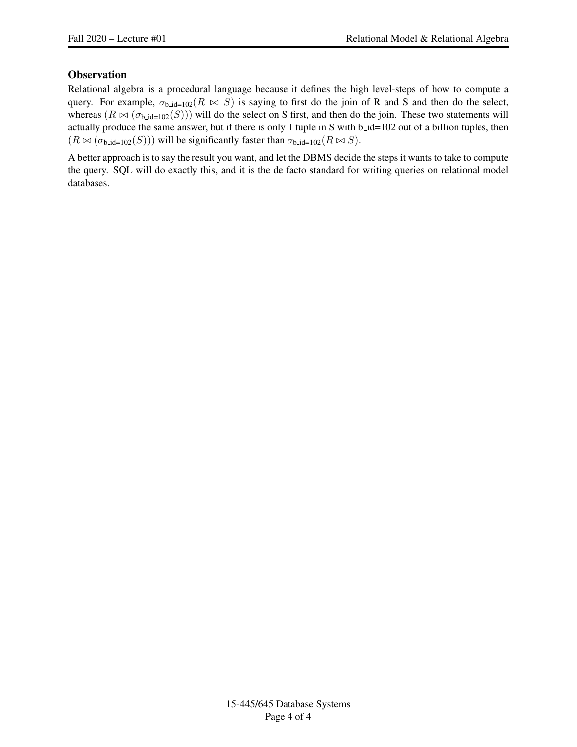### Observation

Relational algebra is a procedural language because it defines the high level-steps of how to compute a query. For example, $\sigma_{\text{b\_id=102}}(R \bowtie S)$ is saying to first do the join of R and S and then do the select, whereas $(R \bowtie (\sigma_{\text{b\_id=102}}(S)))$ will do the select on S first, and then do the join. These two statements will actually produce the same answer, but if there is only 1 tuple in S with b_id=102 out of a billion tuples, then $(R \bowtie (\sigma_{\text{b\_id=102}}(S)))$ will be significantly faster than $\sigma_{\text{b\_id=102}}(R \bowtie S)$.

A better approach is to say the result you want, and let the DBMS decide the steps it wants to take to compute the query. SQL will do exactly this, and it is the de facto standard for writing queries on relational model databases.